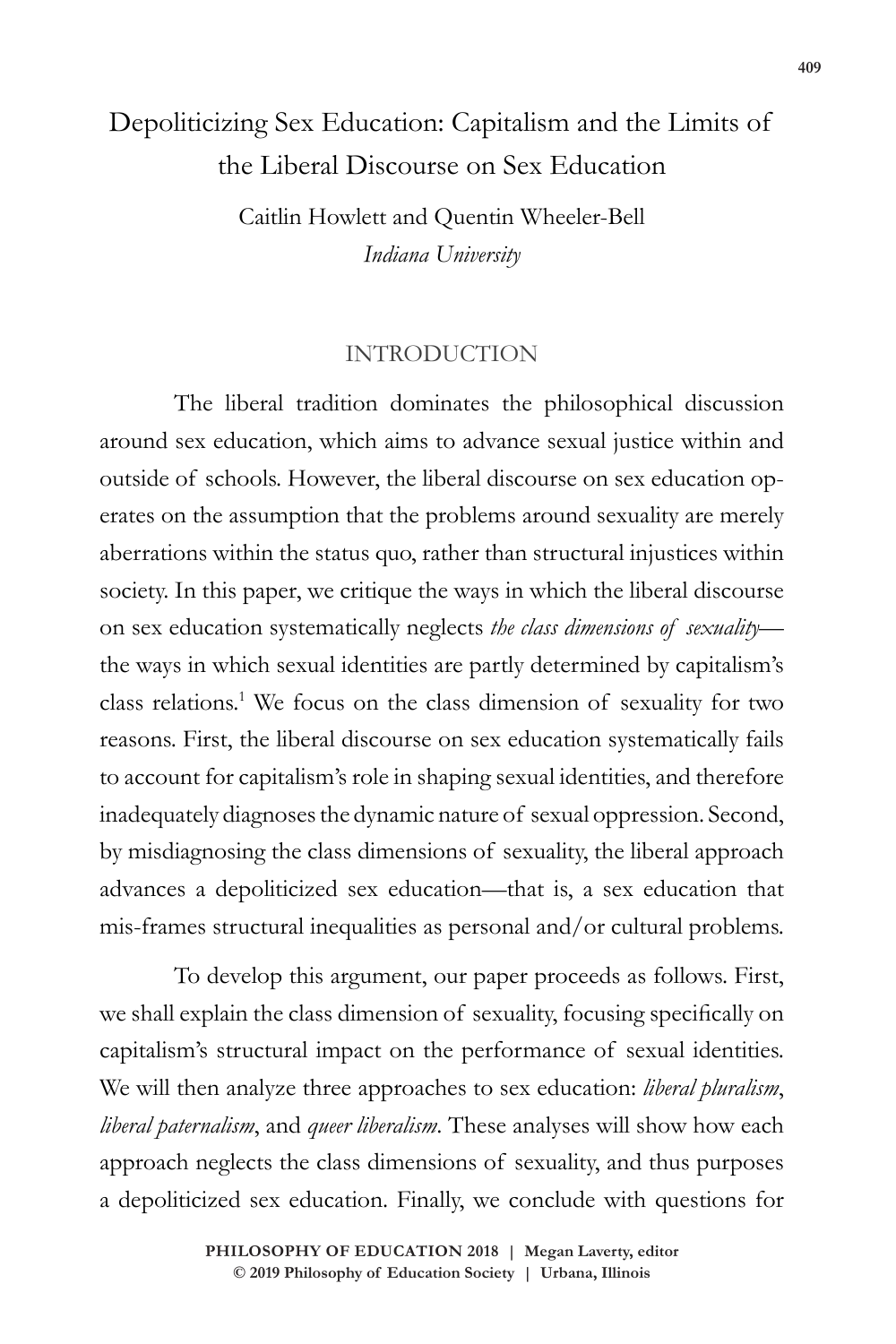# Depoliticizing Sex Education: Capitalism and the Limits of the Liberal Discourse on Sex Education

Caitlin Howlett and Quentin Wheeler-Bell

*Indiana University*

## INTRODUCTION

The liberal tradition dominates the philosophical discussion around sex education, which aims to advance sexual justice within and outside of schools. However, the liberal discourse on sex education operates on the assumption that the problems around sexuality are merely aberrations within the status quo, rather than structural injustices within society. In this paper, we critique the ways in which the liberal discourse on sex education systematically neglects *the class dimensions of sexuality*—the ways in which sexual identities are partly determined by capitalism's class relations.[1] We focus on the class dimension of sexuality for two reasons. First, the liberal discourse on sex education systematically fails to account for capitalism's role in shaping sexual identities, and therefore inadequately diagnoses the dynamic nature of sexual oppression. Second, by misdiagnosing the class dimensions of sexuality, the liberal approach advances a depoliticized sex education—that is, a sex education that mis-frames structural inequalities as personal and/or cultural problems.

To develop this argument, our paper proceeds as follows. First, we shall explain the class dimension of sexuality, focusing specifically on capitalism's structural impact on the performance of sexual identities. We will then analyze three approaches to sex education: *liberal pluralism*, *liberal paternalism*, and *queer liberalism*. These analyses will show how each approach neglects the class dimensions of sexuality, and thus purposes a depoliticized sex education. Finally, we conclude with questions for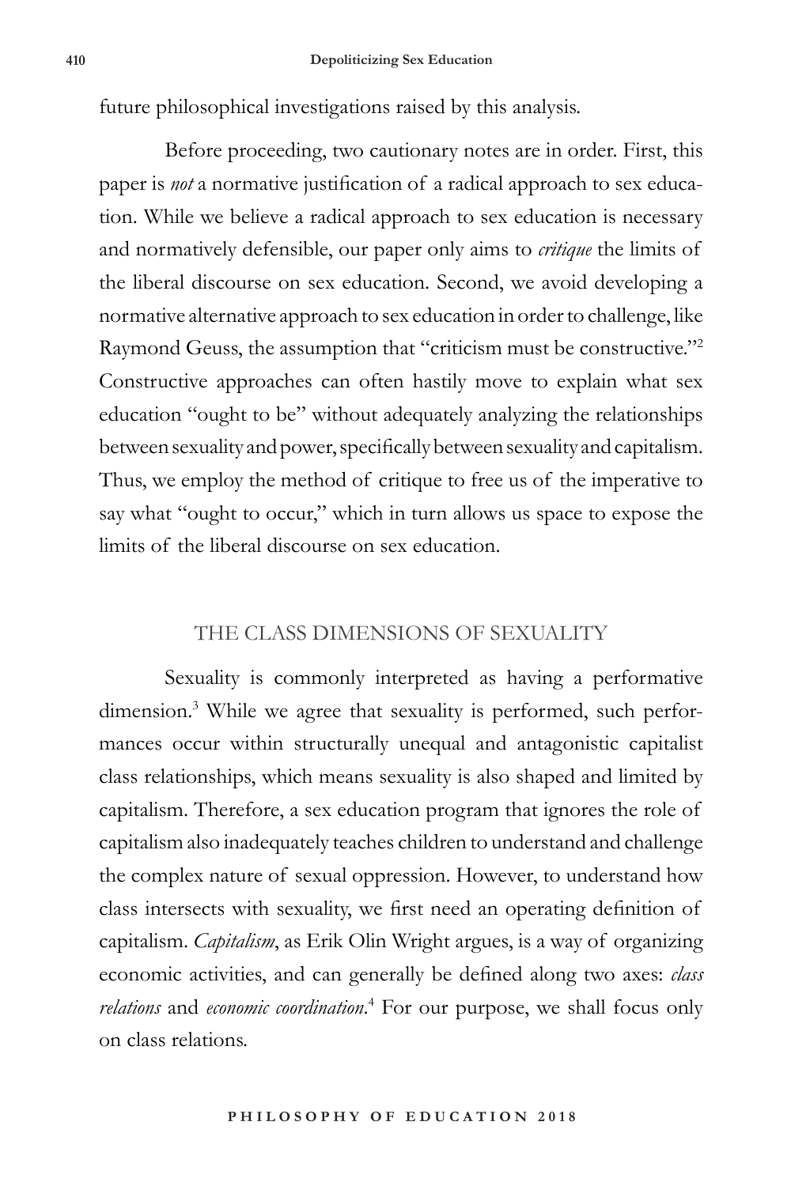future philosophical investigations raised by this analysis.

Before proceeding, two cautionary notes are in order. First, this paper is *not* a normative justification of a radical approach to sex education. While we believe a radical approach to sex education is necessary and normatively defensible, our paper only aims to *critique* the limits of the liberal discourse on sex education. Second, we avoid developing a normative alternative approach to sex education in order to challenge, like Raymond Geuss, the assumption that "criticism must be constructive."[2] Constructive approaches can often hastily move to explain what sex education "ought to be" without adequately analyzing the relationships between sexuality and power, specifically between sexuality and capitalism. Thus, we employ the method of critique to free us of the imperative to say what "ought to occur," which in turn allows us space to expose the limits of the liberal discourse on sex education.

## THE CLASS DIMENSIONS OF SEXUALITY

Sexuality is commonly interpreted as having a performative dimension.[3] While we agree that sexuality is performed, such performances occur within structurally unequal and antagonistic capitalist class relationships, which means sexuality is also shaped and limited by capitalism. Therefore, a sex education program that ignores the role of capitalism also inadequately teaches children to understand and challenge the complex nature of sexual oppression. However, to understand how class intersects with sexuality, we first need an operating definition of capitalism. *Capitalism*, as Erik Olin Wright argues, is a way of organizing economic activities, and can generally be defined along two axes: *class relations* and *economic coordination*.[4] For our purpose, we shall focus only on class relations.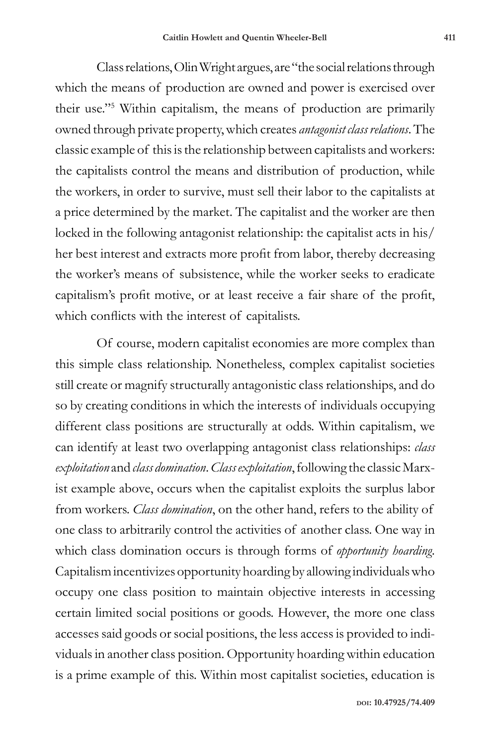Class relations, Olin Wright argues, are "the social relations through which the means of production are owned and power is exercised over their use."[5] Within capitalism, the means of production are primarily owned through private property, which creates *antagonist class relations*. The classic example of this is the relationship between capitalists and workers: the capitalists control the means and distribution of production, while the workers, in order to survive, must sell their labor to the capitalists at a price determined by the market. The capitalist and the worker are then locked in the following antagonist relationship: the capitalist acts in his/her best interest and extracts more profit from labor, thereby decreasing the worker's means of subsistence, while the worker seeks to eradicate capitalism's profit motive, or at least receive a fair share of the profit, which conflicts with the interest of capitalists.

Of course, modern capitalist economies are more complex than this simple class relationship. Nonetheless, complex capitalist societies still create or magnify structurally antagonistic class relationships, and do so by creating conditions in which the interests of individuals occupying different class positions are structurally at odds. Within capitalism, we can identify at least two overlapping antagonist class relationships: *class exploitation* and *class domination*. *Class exploitation*, following the classic Marxist example above, occurs when the capitalist exploits the surplus labor from workers. *Class domination*, on the other hand, refers to the ability of one class to arbitrarily control the activities of another class. One way in which class domination occurs is through forms of *opportunity hoarding*. Capitalism incentivizes opportunity hoarding by allowing individuals who occupy one class position to maintain objective interests in accessing certain limited social positions or goods. However, the more one class accesses said goods or social positions, the less access is provided to individuals in another class position. Opportunity hoarding within education is a prime example of this. Within most capitalist societies, education is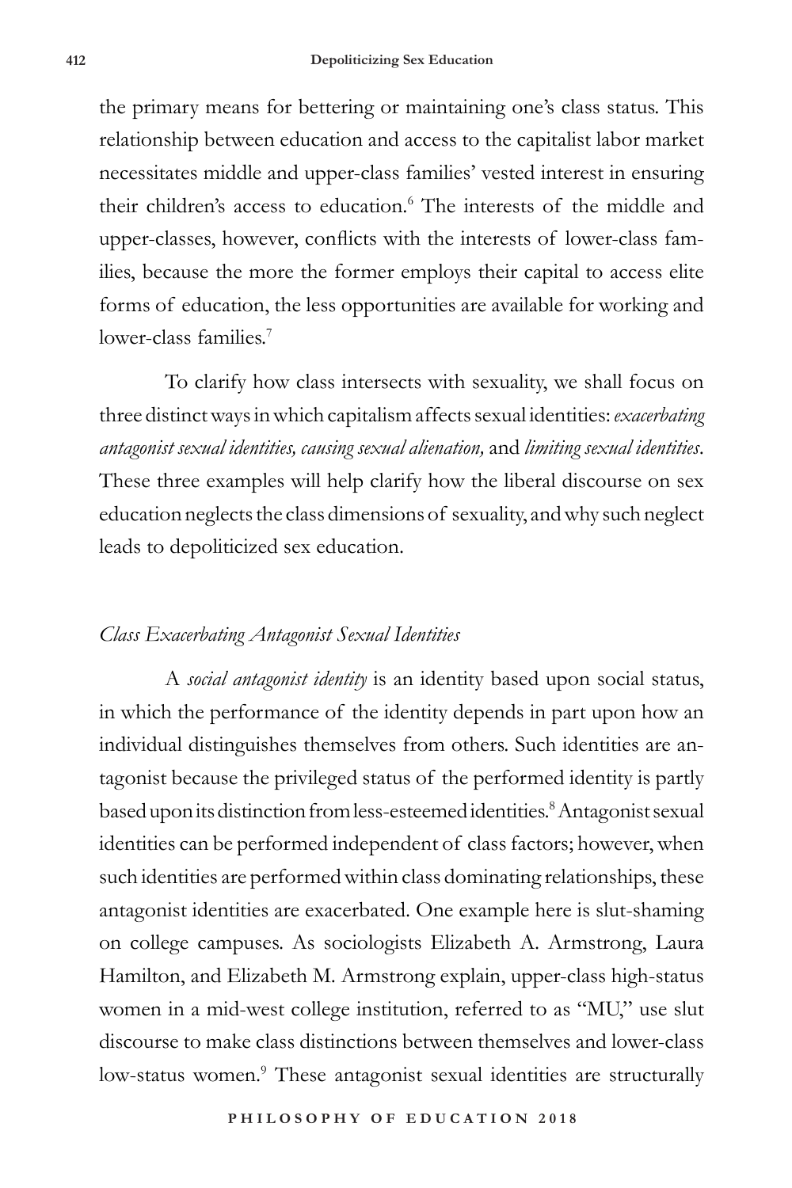the primary means for bettering or maintaining one's class status. This relationship between education and access to the capitalist labor market necessitates middle and upper-class families' vested interest in ensuring their children's access to education.[6] The interests of the middle and upper-classes, however, conflicts with the interests of lower-class families, because the more the former employs their capital to access elite forms of education, the less opportunities are available for working and lower-class families.[7]

To clarify how class intersects with sexuality, we shall focus on three distinct ways in which capitalism affects sexual identities: *exacerbating antagonist sexual identities, causing sexual alienation,* and *limiting sexual identities*. These three examples will help clarify how the liberal discourse on sex education neglects the class dimensions of sexuality, and why such neglect leads to depoliticized sex education.

### *Class Exacerbating Antagonist Sexual Identities*

A *social antagonist identity* is an identity based upon social status, in which the performance of the identity depends in part upon how an individual distinguishes themselves from others. Such identities are antagonist because the privileged status of the performed identity is partly based upon its distinction from less-esteemed identities.[8] Antagonist sexual identities can be performed independent of class factors; however, when such identities are performed within class dominating relationships, these antagonist identities are exacerbated. One example here is slut-shaming on college campuses. As sociologists Elizabeth A. Armstrong, Laura Hamilton, and Elizabeth M. Armstrong explain, upper-class high-status women in a mid-west college institution, referred to as "MU," use slut discourse to make class distinctions between themselves and lower-class low-status women.[9] These antagonist sexual identities are structurally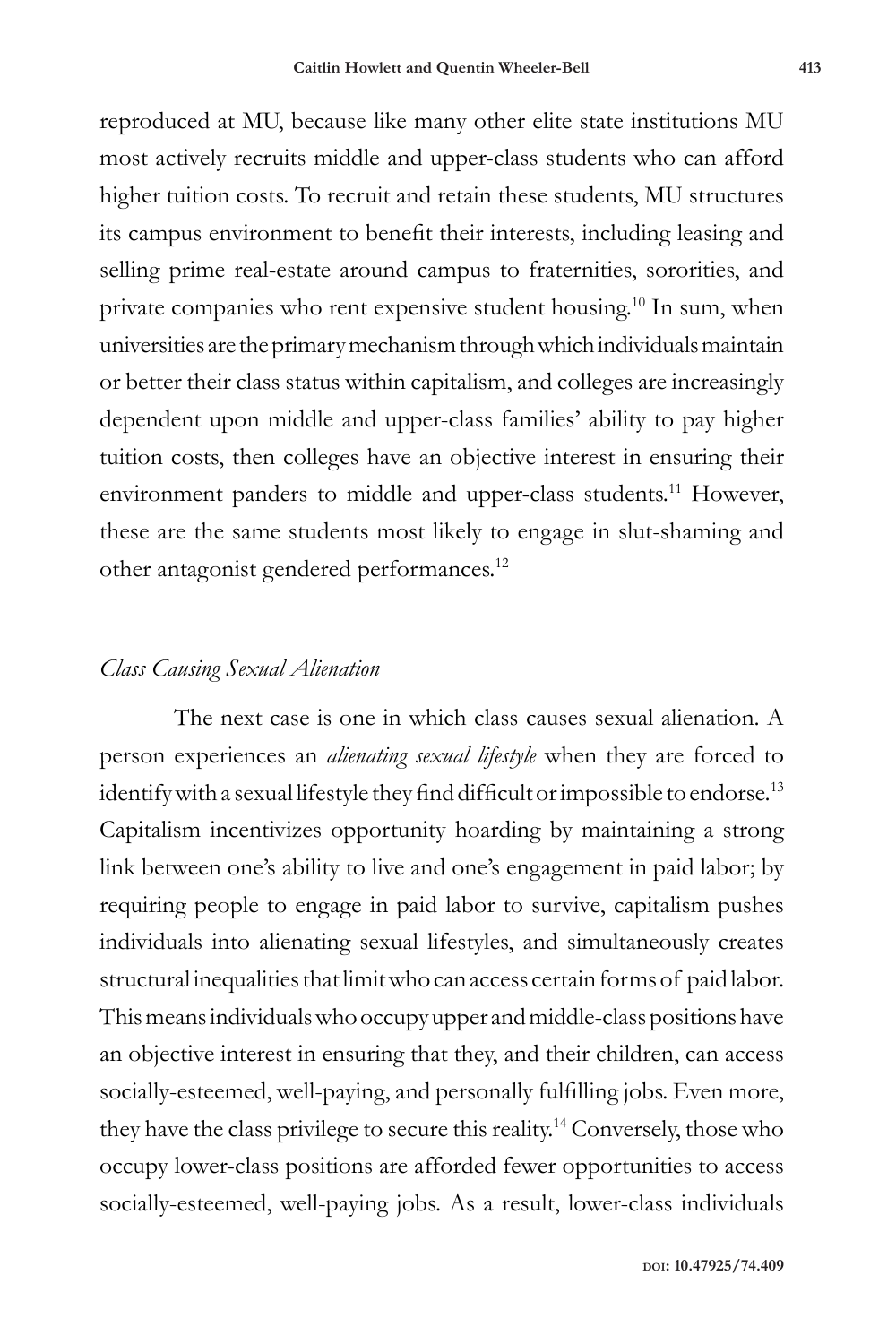reproduced at MU, because like many other elite state institutions MU most actively recruits middle and upper-class students who can afford higher tuition costs. To recruit and retain these students, MU structures its campus environment to benefit their interests, including leasing and selling prime real-estate around campus to fraternities, sororities, and private companies who rent expensive student housing.[10] In sum, when universities are the primary mechanism through which individuals maintain or better their class status within capitalism, and colleges are increasingly dependent upon middle and upper-class families' ability to pay higher tuition costs, then colleges have an objective interest in ensuring their environment panders to middle and upper-class students.[11] However, these are the same students most likely to engage in slut-shaming and other antagonist gendered performances.[12]

### *Class Causing Sexual Alienation*

The next case is one in which class causes sexual alienation. A person experiences an *alienating sexual lifestyle* when they are forced to identify with a sexual lifestyle they find difficult or impossible to endorse.[13] Capitalism incentivizes opportunity hoarding by maintaining a strong link between one's ability to live and one's engagement in paid labor; by requiring people to engage in paid labor to survive, capitalism pushes individuals into alienating sexual lifestyles, and simultaneously creates structural inequalities that limit who can access certain forms of paid labor. This means individuals who occupy upper and middle-class positions have an objective interest in ensuring that they, and their children, can access socially-esteemed, well-paying, and personally fulfilling jobs. Even more, they have the class privilege to secure this reality.[14] Conversely, those who occupy lower-class positions are afforded fewer opportunities to access socially-esteemed, well-paying jobs. As a result, lower-class individuals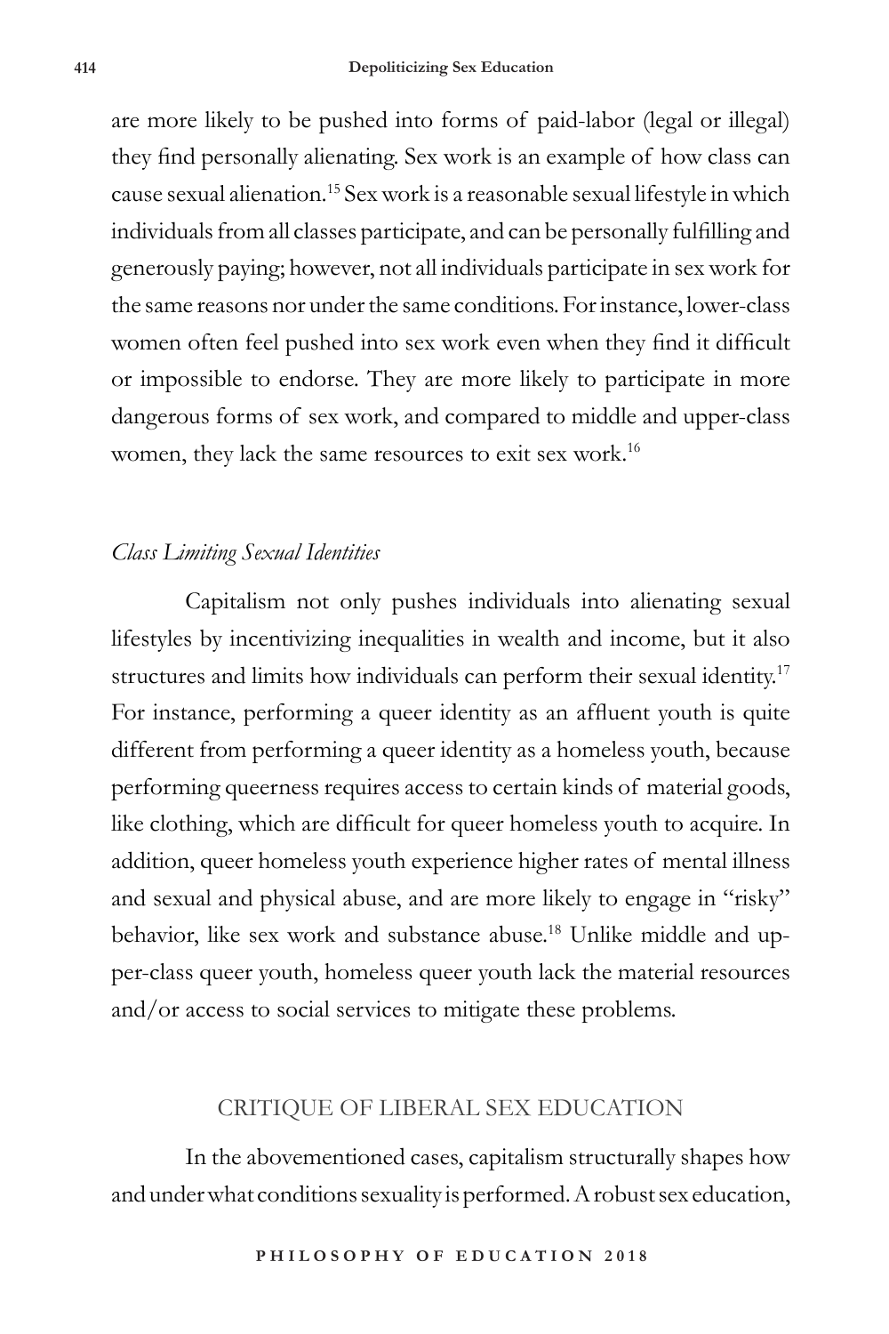are more likely to be pushed into forms of paid-labor (legal or illegal) they find personally alienating. Sex work is an example of how class can cause sexual alienation.[15] Sex work is a reasonable sexual lifestyle in which individuals from all classes participate, and can be personally fulfilling and generously paying; however, not all individuals participate in sex work for the same reasons nor under the same conditions. For instance, lower-class women often feel pushed into sex work even when they find it difficult or impossible to endorse. They are more likely to participate in more dangerous forms of sex work, and compared to middle and upper-class women, they lack the same resources to exit sex work.[16]

### *Class Limiting Sexual Identities*

Capitalism not only pushes individuals into alienating sexual lifestyles by incentivizing inequalities in wealth and income, but it also structures and limits how individuals can perform their sexual identity.[17] For instance, performing a queer identity as an affluent youth is quite different from performing a queer identity as a homeless youth, because performing queerness requires access to certain kinds of material goods, like clothing, which are difficult for queer homeless youth to acquire. In addition, queer homeless youth experience higher rates of mental illness and sexual and physical abuse, and are more likely to engage in "risky" behavior, like sex work and substance abuse.[18] Unlike middle and upper-class queer youth, homeless queer youth lack the material resources and/or access to social services to mitigate these problems.

## CRITIQUE OF LIBERAL SEX EDUCATION

In the abovementioned cases, capitalism structurally shapes how and under what conditions sexuality is performed. A robust sex education,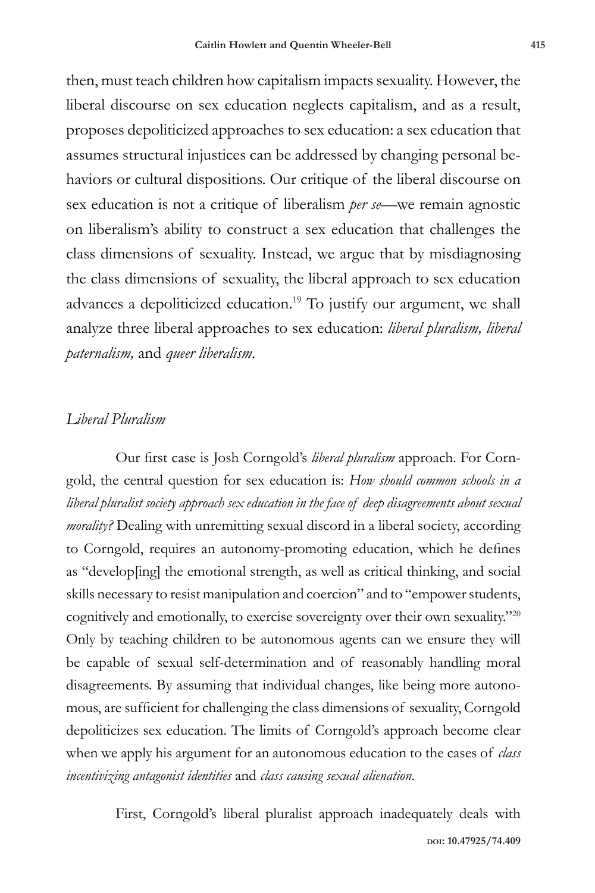then, must teach children how capitalism impacts sexuality. However, the liberal discourse on sex education neglects capitalism, and as a result, proposes depoliticized approaches to sex education: a sex education that assumes structural injustices can be addressed by changing personal behaviors or cultural dispositions. Our critique of the liberal discourse on sex education is not a critique of liberalism *per se*—we remain agnostic on liberalism's ability to construct a sex education that challenges the class dimensions of sexuality. Instead, we argue that by misdiagnosing the class dimensions of sexuality, the liberal approach to sex education advances a depoliticized education.[19] To justify our argument, we shall analyze three liberal approaches to sex education: *liberal pluralism, liberal paternalism,* and *queer liberalism*.

## *Liberal Pluralism*

Our first case is Josh Corngold's *liberal pluralism* approach. For Corngold, the central question for sex education is: *How should common schools in a liberal pluralist society approach sex education in the face of deep disagreements about sexual morality?* Dealing with unremitting sexual discord in a liberal society, according to Corngold, requires an autonomy-promoting education, which he defines as "develop[ing] the emotional strength, as well as critical thinking, and social skills necessary to resist manipulation and coercion" and to "empower students, cognitively and emotionally, to exercise sovereignty over their own sexuality."[20] Only by teaching children to be autonomous agents can we ensure they will be capable of sexual self-determination and of reasonably handling moral disagreements. By assuming that individual changes, like being more autonomous, are sufficient for challenging the class dimensions of sexuality, Corngold depoliticizes sex education. The limits of Corngold's approach become clear when we apply his argument for an autonomous education to the cases of *class incentivizing antagonist identities* and *class causing sexual alienation*.

First, Corngold's liberal pluralist approach inadequately deals with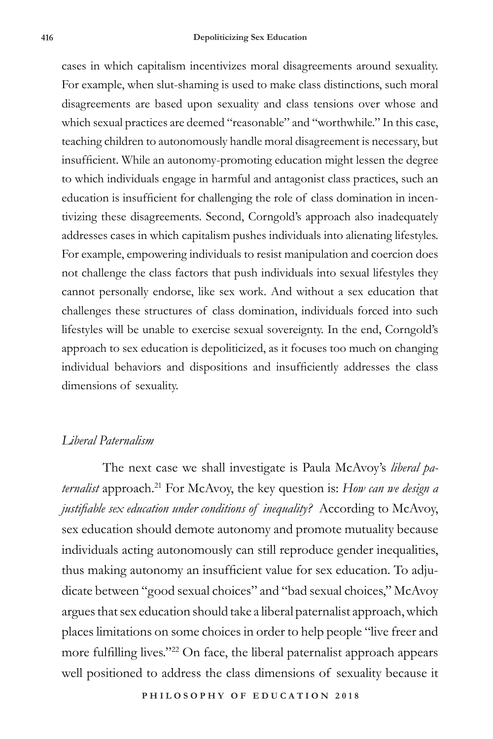cases in which capitalism incentivizes moral disagreements around sexuality. For example, when slut-shaming is used to make class distinctions, such moral disagreements are based upon sexuality and class tensions over whose and which sexual practices are deemed "reasonable" and "worthwhile." In this case, teaching children to autonomously handle moral disagreement is necessary, but insufficient. While an autonomy-promoting education might lessen the degree to which individuals engage in harmful and antagonist class practices, such an education is insufficient for challenging the role of class domination in incentivizing these disagreements. Second, Corngold's approach also inadequately addresses cases in which capitalism pushes individuals into alienating lifestyles. For example, empowering individuals to resist manipulation and coercion does not challenge the class factors that push individuals into sexual lifestyles they cannot personally endorse, like sex work. And without a sex education that challenges these structures of class domination, individuals forced into such lifestyles will be unable to exercise sexual sovereignty. In the end, Corngold's approach to sex education is depoliticized, as it focuses too much on changing individual behaviors and dispositions and insufficiently addresses the class dimensions of sexuality.

*Liberal Paternalism*

The next case we shall investigate is Paula McAvoy's *liberal paternalist* approach.[21] For McAvoy, the key question is: *How can we design a justifiable sex education under conditions of inequality?* According to McAvoy, sex education should demote autonomy and promote mutuality because individuals acting autonomously can still reproduce gender inequalities, thus making autonomy an insufficient value for sex education. To adjudicate between "good sexual choices" and "bad sexual choices," McAvoy argues that sex education should take a liberal paternalist approach, which places limitations on some choices in order to help people "live freer and more fulfilling lives."[22] On face, the liberal paternalist approach appears well positioned to address the class dimensions of sexuality because it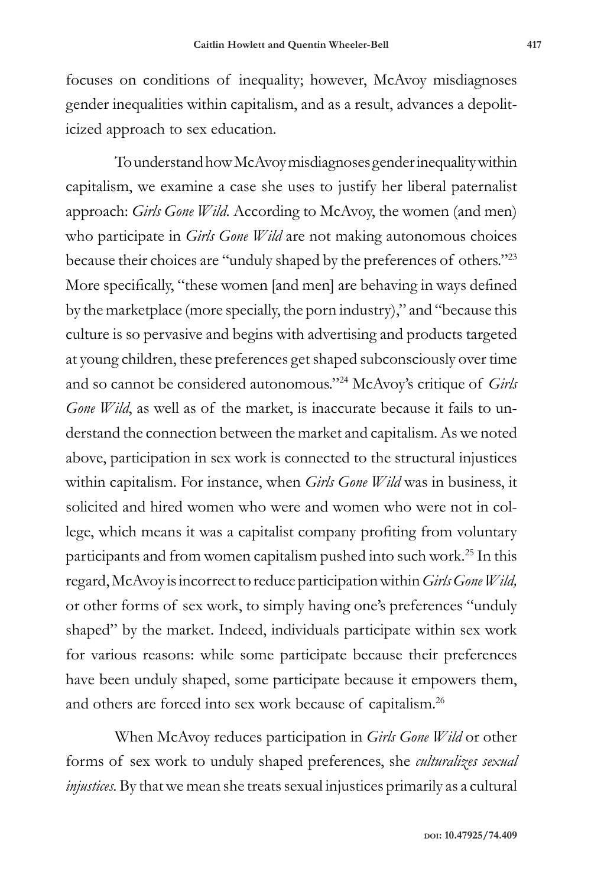focuses on conditions of inequality; however, McAvoy misdiagnoses gender inequalities within capitalism, and as a result, advances a depoliticized approach to sex education.

To understand how McAvoy misdiagnoses gender inequality within capitalism, we examine a case she uses to justify her liberal paternalist approach: *Girls Gone Wild*. According to McAvoy, the women (and men) who participate in *Girls Gone Wild* are not making autonomous choices because their choices are "unduly shaped by the preferences of others."[23] More specifically, "these women [and men] are behaving in ways defined by the marketplace (more specially, the porn industry)," and "because this culture is so pervasive and begins with advertising and products targeted at young children, these preferences get shaped subconsciously over time and so cannot be considered autonomous."[24] McAvoy's critique of *Girls Gone Wild*, as well as of the market, is inaccurate because it fails to understand the connection between the market and capitalism. As we noted above, participation in sex work is connected to the structural injustices within capitalism. For instance, when *Girls Gone Wild* was in business, it solicited and hired women who were and women who were not in college, which means it was a capitalist company profiting from voluntary participants and from women capitalism pushed into such work.[25] In this regard, McAvoy is incorrect to reduce participation within *Girls Gone Wild,* or other forms of sex work, to simply having one's preferences "unduly shaped" by the market. Indeed, individuals participate within sex work for various reasons: while some participate because their preferences have been unduly shaped, some participate because it empowers them, and others are forced into sex work because of capitalism.[26]

When McAvoy reduces participation in *Girls Gone Wild* or other forms of sex work to unduly shaped preferences, she *culturalizes sexual injustices.* By that we mean she treats sexual injustices primarily as a cultural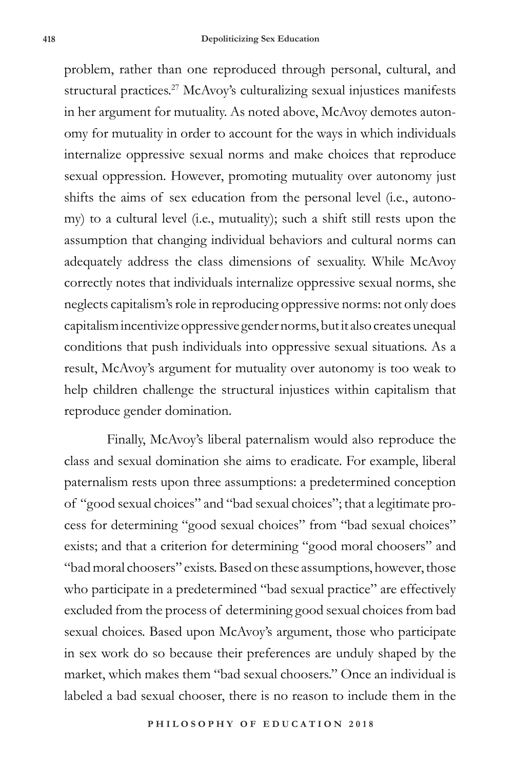problem, rather than one reproduced through personal, cultural, and structural practices.[27] McAvoy's culturalizing sexual injustices manifests in her argument for mutuality. As noted above, McAvoy demotes autonomy for mutuality in order to account for the ways in which individuals internalize oppressive sexual norms and make choices that reproduce sexual oppression. However, promoting mutuality over autonomy just shifts the aims of sex education from the personal level (i.e., autonomy) to a cultural level (i.e., mutuality); such a shift still rests upon the assumption that changing individual behaviors and cultural norms can adequately address the class dimensions of sexuality. While McAvoy correctly notes that individuals internalize oppressive sexual norms, she neglects capitalism's role in reproducing oppressive norms: not only does capitalism incentivize oppressive gender norms, but it also creates unequal conditions that push individuals into oppressive sexual situations. As a result, McAvoy's argument for mutuality over autonomy is too weak to help children challenge the structural injustices within capitalism that reproduce gender domination.

Finally, McAvoy's liberal paternalism would also reproduce the class and sexual domination she aims to eradicate. For example, liberal paternalism rests upon three assumptions: a predetermined conception of "good sexual choices" and "bad sexual choices"; that a legitimate process for determining "good sexual choices" from "bad sexual choices" exists; and that a criterion for determining "good moral choosers" and "bad moral choosers" exists. Based on these assumptions, however, those who participate in a predetermined "bad sexual practice" are effectively excluded from the process of determining good sexual choices from bad sexual choices. Based upon McAvoy's argument, those who participate in sex work do so because their preferences are unduly shaped by the market, which makes them "bad sexual choosers." Once an individual is labeled a bad sexual chooser, there is no reason to include them in the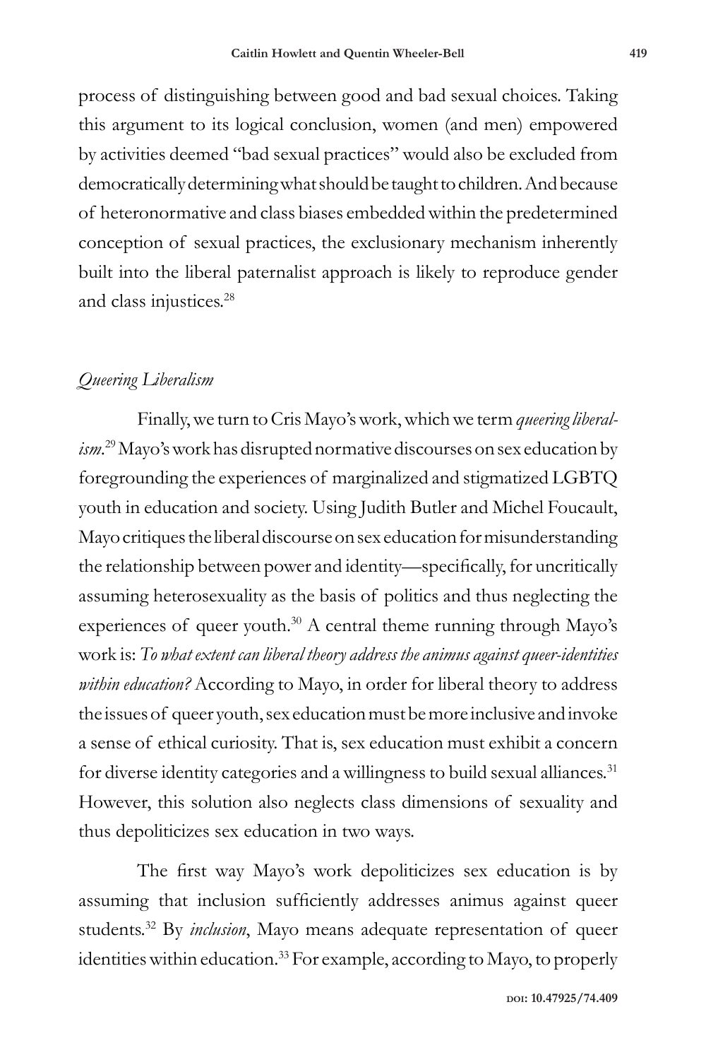process of distinguishing between good and bad sexual choices. Taking this argument to its logical conclusion, women (and men) empowered by activities deemed "bad sexual practices" would also be excluded from democratically determining what should be taught to children. And because of heteronormative and class biases embedded within the predetermined conception of sexual practices, the exclusionary mechanism inherently built into the liberal paternalist approach is likely to reproduce gender and class injustices.[28]

### *Queering Liberalism*

Finally, we turn to Cris Mayo's work, which we term *queering liberalism*.[29] Mayo's work has disrupted normative discourses on sex education by foregrounding the experiences of marginalized and stigmatized LGBTQ youth in education and society. Using Judith Butler and Michel Foucault, Mayo critiques the liberal discourse on sex education for misunderstanding the relationship between power and identity—specifically, for uncritically assuming heterosexuality as the basis of politics and thus neglecting the experiences of queer youth.[30] A central theme running through Mayo's work is: *To what extent can liberal theory address the animus against queer-identities within education?* According to Mayo, in order for liberal theory to address the issues of queer youth, sex education must be more inclusive and invoke a sense of ethical curiosity. That is, sex education must exhibit a concern for diverse identity categories and a willingness to build sexual alliances.[31] However, this solution also neglects class dimensions of sexuality and thus depoliticizes sex education in two ways.

The first way Mayo's work depoliticizes sex education is by assuming that inclusion sufficiently addresses animus against queer students.[32] By *inclusion*, Mayo means adequate representation of queer identities within education.[33] For example, according to Mayo, to properly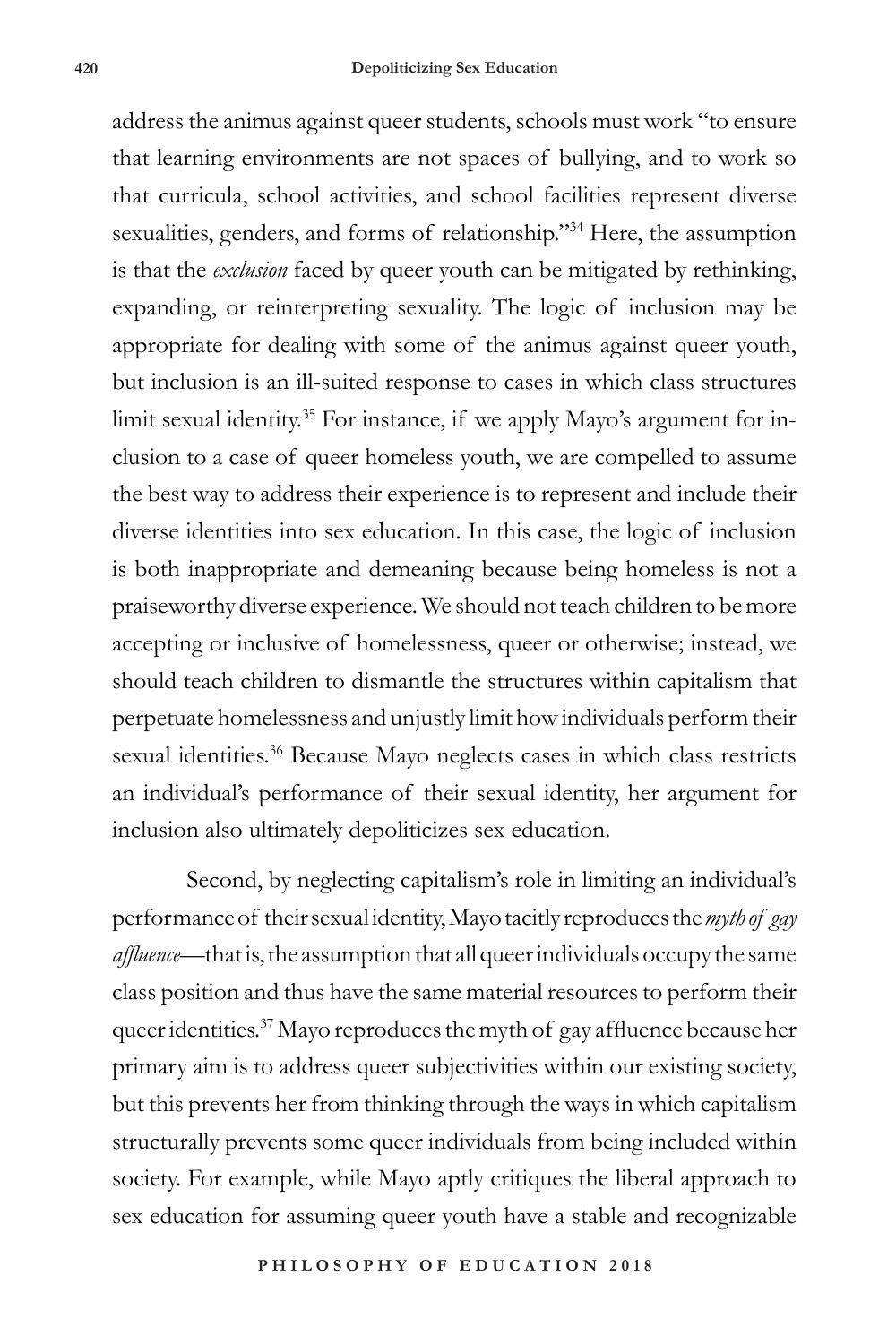address the animus against queer students, schools must work "to ensure that learning environments are not spaces of bullying, and to work so that curricula, school activities, and school facilities represent diverse sexualities, genders, and forms of relationship."[34] Here, the assumption is that the *exclusion* faced by queer youth can be mitigated by rethinking, expanding, or reinterpreting sexuality. The logic of inclusion may be appropriate for dealing with some of the animus against queer youth, but inclusion is an ill-suited response to cases in which class structures limit sexual identity.[35] For instance, if we apply Mayo's argument for inclusion to a case of queer homeless youth, we are compelled to assume the best way to address their experience is to represent and include their diverse identities into sex education. In this case, the logic of inclusion is both inappropriate and demeaning because being homeless is not a praiseworthy diverse experience. We should not teach children to be more accepting or inclusive of homelessness, queer or otherwise; instead, we should teach children to dismantle the structures within capitalism that perpetuate homelessness and unjustly limit how individuals perform their sexual identities.[36] Because Mayo neglects cases in which class restricts an individual's performance of their sexual identity, her argument for inclusion also ultimately depoliticizes sex education.

Second, by neglecting capitalism's role in limiting an individual's performance of their sexual identity, Mayo tacitly reproduces the *myth of gay affluence*—that is, the assumption that all queer individuals occupy the same class position and thus have the same material resources to perform their queer identities.[37] Mayo reproduces the myth of gay affluence because her primary aim is to address queer subjectivities within our existing society, but this prevents her from thinking through the ways in which capitalism structurally prevents some queer individuals from being included within society. For example, while Mayo aptly critiques the liberal approach to sex education for assuming queer youth have a stable and recognizable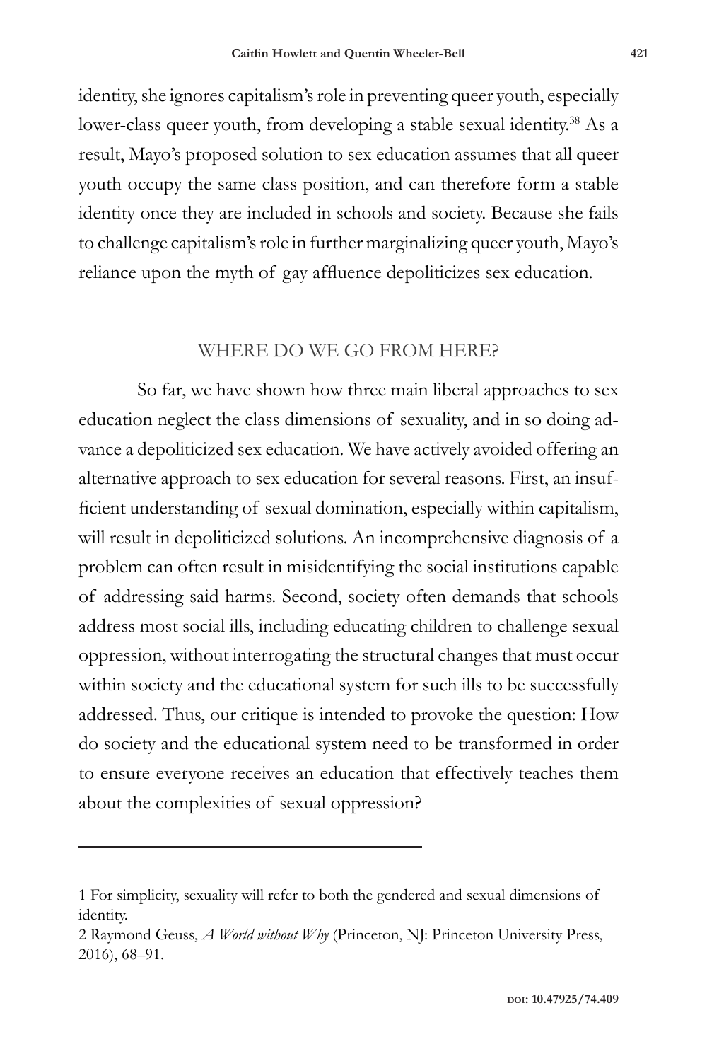identity, she ignores capitalism's role in preventing queer youth, especially lower-class queer youth, from developing a stable sexual identity.[38] As a result, Mayo's proposed solution to sex education assumes that all queer youth occupy the same class position, and can therefore form a stable identity once they are included in schools and society. Because she fails to challenge capitalism's role in further marginalizing queer youth, Mayo's reliance upon the myth of gay affluence depoliticizes sex education.

## WHERE DO WE GO FROM HERE?

So far, we have shown how three main liberal approaches to sex education neglect the class dimensions of sexuality, and in so doing advance a depoliticized sex education. We have actively avoided offering an alternative approach to sex education for several reasons. First, an insufficient understanding of sexual domination, especially within capitalism, will result in depoliticized solutions. An incomprehensive diagnosis of a problem can often result in misidentifying the social institutions capable of addressing said harms. Second, society often demands that schools address most social ills, including educating children to challenge sexual oppression, without interrogating the structural changes that must occur within society and the educational system for such ills to be successfully addressed. Thus, our critique is intended to provoke the question: How do society and the educational system need to be transformed in order to ensure everyone receives an education that effectively teaches them about the complexities of sexual oppression?

---

1 For simplicity, sexuality will refer to both the gendered and sexual dimensions of identity.

2 Raymond Geuss, *A World without Why* (Princeton, NJ: Princeton University Press, 2016), 68–91.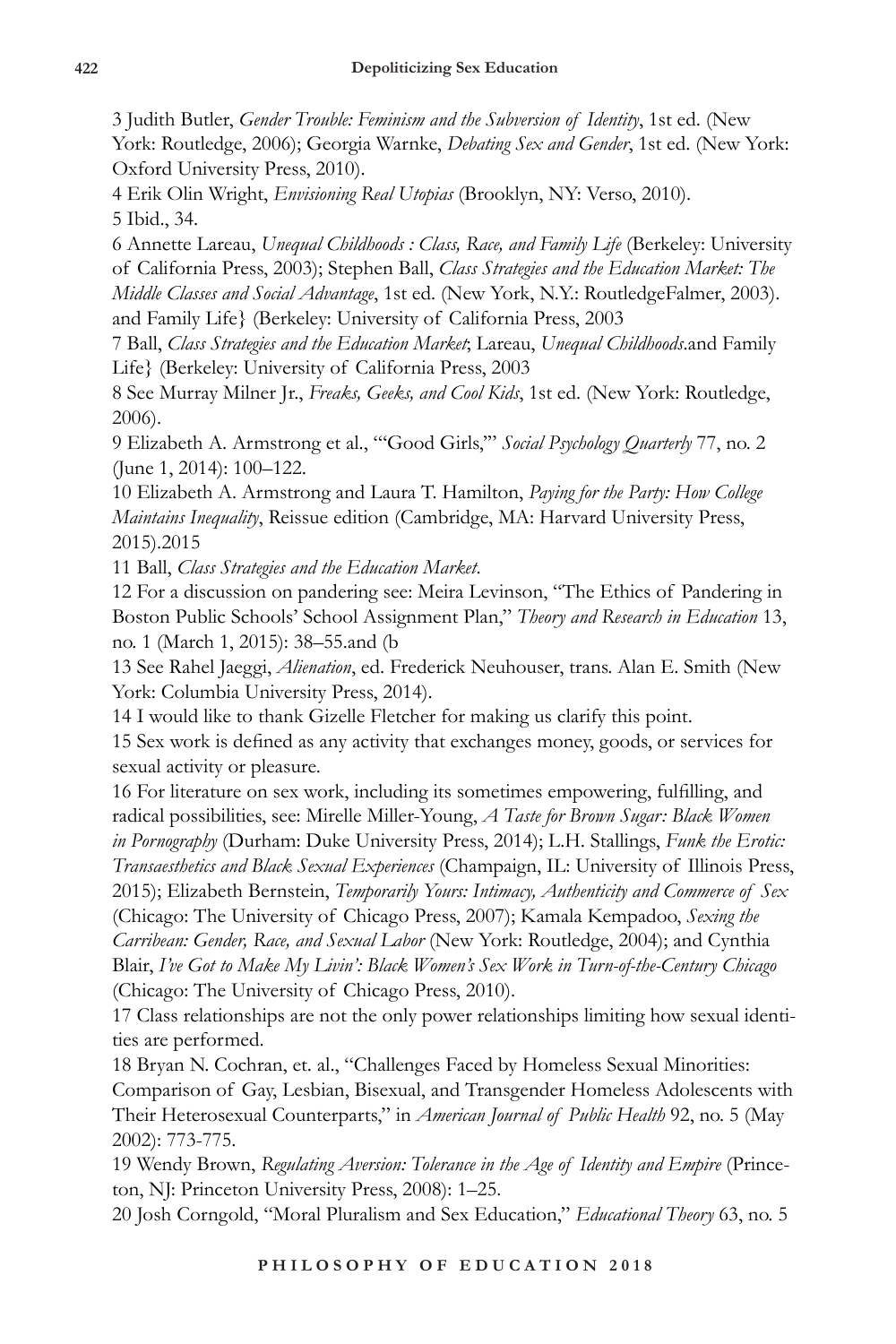3 Judith Butler, *Gender Trouble: Feminism and the Subversion of Identity*, 1st ed. (New York: Routledge, 2006); Georgia Warnke, *Debating Sex and Gender*, 1st ed. (New York: Oxford University Press, 2010).

4 Erik Olin Wright, *Envisioning Real Utopias* (Brooklyn, NY: Verso, 2010).

5 Ibid., 34.

6 Annette Lareau, *Unequal Childhoods : Class, Race, and Family Life* (Berkeley: University of California Press, 2003); Stephen Ball, *Class Strategies and the Education Market: The Middle Classes and Social Advantage*, 1st ed. (New York, N.Y.: RoutledgeFalmer, 2003). and Family Life} (Berkeley: University of California Press, 2003

7 Ball, *Class Strategies and the Education Market*; Lareau, *Unequal Childhoods*.and Family Life} (Berkeley: University of California Press, 2003

8 See Murray Milner Jr., *Freaks, Geeks, and Cool Kids*, 1st ed. (New York: Routledge, 2006).

9 Elizabeth A. Armstrong et al., "'Good Girls,'" *Social Psychology Quarterly* 77, no. 2 (June 1, 2014): 100–122.

10 Elizabeth A. Armstrong and Laura T. Hamilton, *Paying for the Party: How College Maintains Inequality*, Reissue edition (Cambridge, MA: Harvard University Press, 2015).2015

11 Ball, *Class Strategies and the Education Market*.

12 For a discussion on pandering see: Meira Levinson, "The Ethics of Pandering in Boston Public Schools' School Assignment Plan," *Theory and Research in Education* 13, no. 1 (March 1, 2015): 38–55.and (b

13 See Rahel Jaeggi, *Alienation*, ed. Frederick Neuhouser, trans. Alan E. Smith (New York: Columbia University Press, 2014).

14 I would like to thank Gizelle Fletcher for making us clarify this point.

15 Sex work is defined as any activity that exchanges money, goods, or services for sexual activity or pleasure.

16 For literature on sex work, including its sometimes empowering, fulfilling, and radical possibilities, see: Mirelle Miller-Young, *A Taste for Brown Sugar: Black Women in Pornography* (Durham: Duke University Press, 2014); L.H. Stallings, *Funk the Erotic: Transaesthetics and Black Sexual Experiences* (Champaign, IL: University of Illinois Press, 2015); Elizabeth Bernstein, *Temporarily Yours: Intimacy, Authenticity and Commerce of Sex* (Chicago: The University of Chicago Press, 2007); Kamala Kempadoo, *Sexing the Carribean: Gender, Race, and Sexual Labor* (New York: Routledge, 2004); and Cynthia Blair, *I've Got to Make My Livin': Black Women's Sex Work in Turn-of-the-Century Chicago* (Chicago: The University of Chicago Press, 2010).

17 Class relationships are not the only power relationships limiting how sexual identities are performed.

18 Bryan N. Cochran, et. al., "Challenges Faced by Homeless Sexual Minorities: Comparison of Gay, Lesbian, Bisexual, and Transgender Homeless Adolescents with Their Heterosexual Counterparts," in *American Journal of Public Health* 92, no. 5 (May 2002): 773-775.

19 Wendy Brown, *Regulating Aversion: Tolerance in the Age of Identity and Empire* (Princeton, NJ: Princeton University Press, 2008): 1–25.

20 Josh Corngold, "Moral Pluralism and Sex Education," *Educational Theory* 63, no. 5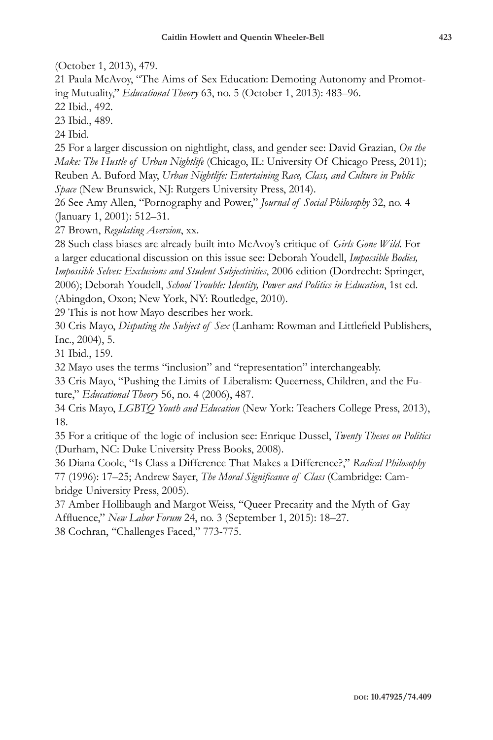(October 1, 2013), 479.

21 Paula McAvoy, "The Aims of Sex Education: Demoting Autonomy and Promoting Mutuality," *Educational Theory* 63, no. 5 (October 1, 2013): 483–96.

22 Ibid., 492.

23 Ibid., 489.

24 Ibid.

25 For a larger discussion on nightlight, class, and gender see: David Grazian, *On the Make: The Hustle of Urban Nightlife* (Chicago, IL: University Of Chicago Press, 2011); Reuben A. Buford May, *Urban Nightlife: Entertaining Race, Class, and Culture in Public Space* (New Brunswick, NJ: Rutgers University Press, 2014).

26 See Amy Allen, "Pornography and Power," *Journal of Social Philosophy* 32, no. 4 (January 1, 2001): 512–31.

27 Brown, *Regulating Aversion*, xx.

28 Such class biases are already built into McAvoy's critique of *Girls Gone Wild*. For a larger educational discussion on this issue see: Deborah Youdell, *Impossible Bodies, Impossible Selves: Exclusions and Student Subjectivities*, 2006 edition (Dordrecht: Springer, 2006); Deborah Youdell, *School Trouble: Identity, Power and Politics in Education*, 1st ed. (Abingdon, Oxon; New York, NY: Routledge, 2010).

29 This is not how Mayo describes her work.

30 Cris Mayo, *Disputing the Subject of Sex* (Lanham: Rowman and Littlefield Publishers, Inc., 2004), 5.

31 Ibid., 159.

32 Mayo uses the terms "inclusion" and "representation" interchangeably.

33 Cris Mayo, "Pushing the Limits of Liberalism: Queerness, Children, and the Future," *Educational Theory* 56, no. 4 (2006), 487.

34 Cris Mayo, *LGBTQ Youth and Education* (New York: Teachers College Press, 2013), 18.

35 For a critique of the logic of inclusion see: Enrique Dussel, *Twenty Theses on Politics* (Durham, NC: Duke University Press Books, 2008).

36 Diana Coole, "Is Class a Difference That Makes a Difference?," *Radical Philosophy* 77 (1996): 17–25; Andrew Sayer, *The Moral Significance of Class* (Cambridge: Cambridge University Press, 2005).

37 Amber Hollibaugh and Margot Weiss, "Queer Precarity and the Myth of Gay Affluence," *New Labor Forum* 24, no. 3 (September 1, 2015): 18–27.

38 Cochran, "Challenges Faced," 773-775.